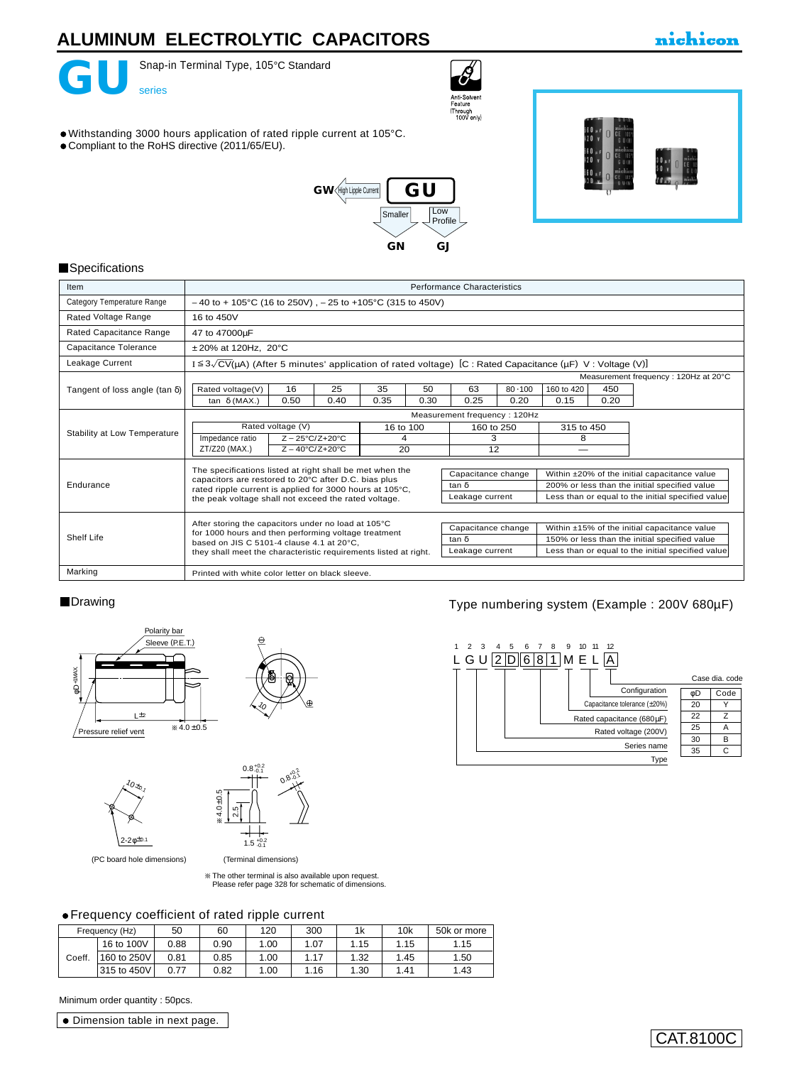# ALUMINUM ELECTROLYTIC CAPACITORS

nichicon

## GU series

Snap-in Terminal Type, 105°C Standard

Anti-Solvent Feature (Through 100V only)

- Withstanding 3000 hours application of rated ripple current at 105°C.
- Compliant to the RoHS directive (2011/65/EU).

GW ← High Ripple Current — **GU** → Smaller: GN, Low Profile: GJ

### Specifications

| Item | Performance Characteristics |
|---|---|
| Category Temperature Range | – 40 to + 105°C (16 to 250V) , – 25 to +105°C (315 to 450V) |
| Rated Voltage Range | 16 to 450V |
| Rated Capacitance Range | 47 to 47000µF |
| Capacitance Tolerance | ±20% at 120Hz, 20°C |
| Leakage Current | I ≦ 3$\sqrt{CV}$(µA) (After 5 minutes' application of rated voltage) [C : Rated Capacitance (µF) V : Voltage (V)] |
| Tangent of loss angle (tan δ) | See table below (Measurement frequency : 120Hz at 20°C) |
| Stability at Low Temperature | See table below (Measurement frequency : 120Hz) |
| Endurance | The specifications listed at right shall be met when the capacitors are restored to 20°C after D.C. bias plus rated ripple current is applied for 3000 hours at 105°C, the peak voltage shall not exceed the rated voltage. |
| Shelf Life | After storing the capacitors under no load at 105°C for 1000 hours and then performing voltage treatment based on JIS C 5101-4 clause 4.1 at 20°C, they shall meet the characteristic requirements listed at right. |
| Marking | Printed with white color letter on black sleeve. |

Tangent of loss angle (tan δ) — Measurement frequency : 120Hz at 20°C

| Rated voltage(V) | 16 | 25 | 35 | 50 | 63 | 80 ·100 | 160 to 420 | 450 |
|---|---|---|---|---|---|---|---|---|
| tan δ (MAX.) | 0.50 | 0.40 | 0.35 | 0.30 | 0.25 | 0.20 | 0.15 | 0.20 |

Stability at Low Temperature — Measurement frequency : 120Hz

| Rated voltage (V) | | 16 to 100 | 160 to 250 | 315 to 450 |
|---|---|---|---|---|
| Impedance ratio ZT/Z20 (MAX.) | Z – 25°C/Z+20°C | 4 | 3 | 8 |
| | Z – 40°C/Z+20°C | 20 | 12 | — |

Endurance

| Capacitance change | Within ±20% of the initial capacitance value |
|---|---|
| tan δ | 200% or less than the initial specified value |
| Leakage current | Less than or equal to the initial specified value |

Shelf Life

| Capacitance change | Within ±15% of the initial capacitance value |
|---|---|
| tan δ | 150% or less than the initial specified value |
| Leakage current | Less than or equal to the initial specified value |

### Drawing

Polarity bar, Sleeve (P.E.T.), φD +1MAX., L ±2, Pressure relief vent, ※4.0 ±0.5, 10

(PC board hole dimensions): 10 ±0.1, 2-2φ ±0.1

(Terminal dimensions): 0.8 $^{+0.2}_{-0.1}$, ※4.0 ±0.5, 2.5, 1.5 $^{+0.2}_{-0.1}$

※ The other terminal is also available upon request. Please refer page 328 for schematic of dimensions.

### Type numbering system (Example : 200V 680µF)

| 1 | 2 | 3 | 4 | 5 | 6 | 7 | 8 | 9 | 10 | 11 | 12 |
|---|---|---|---|---|---|---|---|---|---|---|---|
| L | G | U | 2 | D | 6 | 8 | 1 | M | E | L | A |

- 1: Type
- 2–3: Series name
- 4–5: Rated voltage (200V)
- 6–8: Rated capacitance (680µF)
- 9: Capacitance tolerance (±20%)
- 10–11: Configuration
- 12: Case dia. code

Case dia. code

| φD | Code |
|---|---|
| 20 | Y |
| 22 | Z |
| 25 | A |
| 30 | B |
| 35 | C |

- Frequency coefficient of rated ripple current

| Frequency (Hz) | | 50 | 60 | 120 | 300 | 1k | 10k | 50k or more |
|---|---|---|---|---|---|---|---|---|
| Coeff. | 16 to 100V | 0.88 | 0.90 | 1.00 | 1.07 | 1.15 | 1.15 | 1.15 |
| | 160 to 250V | 0.81 | 0.85 | 1.00 | 1.17 | 1.32 | 1.45 | 1.50 |
| | 315 to 450V | 0.77 | 0.82 | 1.00 | 1.16 | 1.30 | 1.41 | 1.43 |

Minimum order quantity : 50pcs.

- Dimension table in next page.

CAT.8100C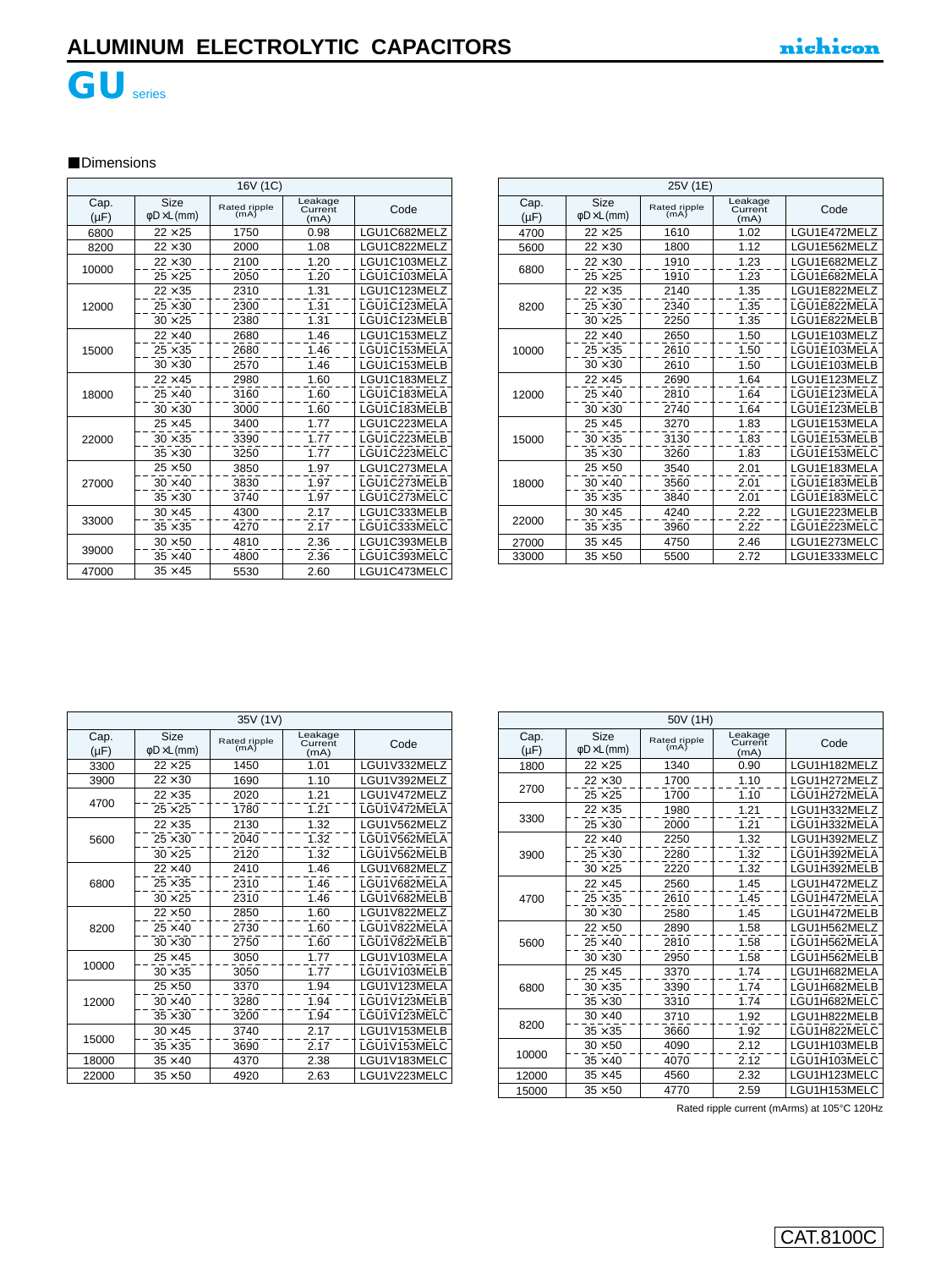# ALUMINUM ELECTROLYTIC CAPACITORS

nichicon

## GU series

### ■Dimensions

| 16V (1C) | | | | |
|---|---|---|---|---|
| Cap. (μF) | Size φD ×L (mm) | Rated ripple (mA) | Leakage Current (mA) | Code |
| 6800 | 22 ×25 | 1750 | 0.98 | LGU1C682MELZ |
| 8200 | 22 ×30 | 2000 | 1.08 | LGU1C822MELZ |
| 10000 | 22 ×30 | 2100 | 1.20 | LGU1C103MELZ |
| | 25 ×25 | 2050 | 1.20 | LGU1C103MELA |
| 12000 | 22 ×35 | 2310 | 1.31 | LGU1C123MELZ |
| | 25 ×30 | 2300 | 1.31 | LGU1C123MELA |
| | 30 ×25 | 2380 | 1.31 | LGU1C123MELB |
| 15000 | 22 ×40 | 2680 | 1.46 | LGU1C153MELZ |
| | 25 ×35 | 2680 | 1.46 | LGU1C153MELA |
| | 30 ×30 | 2570 | 1.46 | LGU1C153MELB |
| 18000 | 22 ×45 | 2980 | 1.60 | LGU1C183MELZ |
| | 25 ×40 | 3160 | 1.60 | LGU1C183MELA |
| | 30 ×30 | 3000 | 1.60 | LGU1C183MELB |
| 22000 | 25 ×45 | 3400 | 1.77 | LGU1C223MELA |
| | 30 ×35 | 3390 | 1.77 | LGU1C223MELB |
| | 35 ×30 | 3250 | 1.77 | LGU1C223MELC |
| 27000 | 25 ×50 | 3850 | 1.97 | LGU1C273MELA |
| | 30 ×40 | 3830 | 1.97 | LGU1C273MELB |
| | 35 ×30 | 3740 | 1.97 | LGU1C273MELC |
| 33000 | 30 ×45 | 4300 | 2.17 | LGU1C333MELB |
| | 35 ×35 | 4270 | 2.17 | LGU1C333MELC |
| 39000 | 30 ×50 | 4810 | 2.36 | LGU1C393MELB |
| | 35 ×40 | 4800 | 2.36 | LGU1C393MELC |
| 47000 | 35 ×45 | 5530 | 2.60 | LGU1C473MELC |

| 25V (1E) | | | | |
|---|---|---|---|---|
| Cap. (μF) | Size φD ×L (mm) | Rated ripple (mA) | Leakage Current (mA) | Code |
| 4700 | 22 ×25 | 1610 | 1.02 | LGU1E472MELZ |
| 5600 | 22 ×30 | 1800 | 1.12 | LGU1E562MELZ |
| 6800 | 22 ×30 | 1910 | 1.23 | LGU1E682MELZ |
| | 25 ×25 | 1910 | 1.23 | LGU1E682MELA |
| 8200 | 22 ×35 | 2140 | 1.35 | LGU1E822MELZ |
| | 25 ×30 | 2340 | 1.35 | LGU1E822MELA |
| | 30 ×25 | 2250 | 1.35 | LGU1E822MELB |
| 10000 | 22 ×40 | 2650 | 1.50 | LGU1E103MELZ |
| | 25 ×35 | 2610 | 1.50 | LGU1E103MELA |
| | 30 ×30 | 2610 | 1.50 | LGU1E103MELB |
| 12000 | 22 ×45 | 2690 | 1.64 | LGU1E123MELZ |
| | 25 ×40 | 2810 | 1.64 | LGU1E123MELA |
| | 30 ×30 | 2740 | 1.64 | LGU1E123MELB |
| 15000 | 25 ×45 | 3270 | 1.83 | LGU1E153MELA |
| | 30 ×35 | 3130 | 1.83 | LGU1E153MELB |
| | 35 ×30 | 3260 | 1.83 | LGU1E153MELC |
| 18000 | 25 ×50 | 3540 | 2.01 | LGU1E183MELA |
| | 30 ×40 | 3560 | 2.01 | LGU1E183MELB |
| | 35 ×35 | 3840 | 2.01 | LGU1E183MELC |
| 22000 | 30 ×45 | 4240 | 2.22 | LGU1E223MELB |
| | 35 ×35 | 3960 | 2.22 | LGU1E223MELC |
| 27000 | 35 ×45 | 4750 | 2.46 | LGU1E273MELC |
| 33000 | 35 ×50 | 5500 | 2.72 | LGU1E333MELC |

| 35V (1V) | | | | |
|---|---|---|---|---|
| Cap. (μF) | Size φD ×L (mm) | Rated ripple (mA) | Leakage Current (mA) | Code |
| 3300 | 22 ×25 | 1450 | 1.01 | LGU1V332MELZ |
| 3900 | 22 ×30 | 1690 | 1.10 | LGU1V392MELZ |
| 4700 | 22 ×35 | 2020 | 1.21 | LGU1V472MELZ |
| | 25 ×25 | 1780 | 1.21 | LGU1V472MELA |
| 5600 | 22 ×35 | 2130 | 1.32 | LGU1V562MELZ |
| | 25 ×30 | 2040 | 1.32 | LGU1V562MELA |
| | 30 ×25 | 2120 | 1.32 | LGU1V562MELB |
| 6800 | 22 ×40 | 2410 | 1.46 | LGU1V682MELZ |
| | 25 ×35 | 2310 | 1.46 | LGU1V682MELA |
| | 30 ×25 | 2310 | 1.46 | LGU1V682MELB |
| 8200 | 22 ×50 | 2850 | 1.60 | LGU1V822MELZ |
| | 25 ×40 | 2730 | 1.60 | LGU1V822MELA |
| | 30 ×30 | 2750 | 1.60 | LGU1V822MELB |
| 10000 | 25 ×45 | 3050 | 1.77 | LGU1V103MELA |
| | 30 ×35 | 3050 | 1.77 | LGU1V103MELB |
| 12000 | 25 ×50 | 3370 | 1.94 | LGU1V123MELA |
| | 30 ×40 | 3280 | 1.94 | LGU1V123MELB |
| | 35 ×30 | 3200 | 1.94 | LGU1V123MELC |
| 15000 | 30 ×45 | 3740 | 2.17 | LGU1V153MELB |
| | 35 ×35 | 3690 | 2.17 | LGU1V153MELC |
| 18000 | 35 ×40 | 4370 | 2.38 | LGU1V183MELC |
| 22000 | 35 ×50 | 4920 | 2.63 | LGU1V223MELC |

| 50V (1H) | | | | |
|---|---|---|---|---|
| Cap. (μF) | Size φD ×L (mm) | Rated ripple (mA) | Leakage Current (mA) | Code |
| 1800 | 22 ×25 | 1340 | 0.90 | LGU1H182MELZ |
| 2700 | 22 ×30 | 1700 | 1.10 | LGU1H272MELZ |
| | 25 ×25 | 1700 | 1.10 | LGU1H272MELA |
| 3300 | 22 ×35 | 1980 | 1.21 | LGU1H332MELZ |
| | 25 ×30 | 2000 | 1.21 | LGU1H332MELA |
| 3900 | 22 ×40 | 2250 | 1.32 | LGU1H392MELZ |
| | 25 ×30 | 2280 | 1.32 | LGU1H392MELA |
| | 30 ×25 | 2220 | 1.32 | LGU1H392MELB |
| 4700 | 22 ×45 | 2560 | 1.45 | LGU1H472MELZ |
| | 25 ×35 | 2610 | 1.45 | LGU1H472MELA |
| | 30 ×30 | 2580 | 1.45 | LGU1H472MELB |
| 5600 | 22 ×50 | 2890 | 1.58 | LGU1H562MELZ |
| | 25 ×40 | 2810 | 1.58 | LGU1H562MELA |
| | 30 ×30 | 2950 | 1.58 | LGU1H562MELB |
| 6800 | 25 ×45 | 3370 | 1.74 | LGU1H682MELA |
| | 30 ×35 | 3390 | 1.74 | LGU1H682MELB |
| | 35 ×30 | 3310 | 1.74 | LGU1H682MELC |
| 8200 | 30 ×40 | 3710 | 1.92 | LGU1H822MELB |
| | 35 ×35 | 3660 | 1.92 | LGU1H822MELC |
| 10000 | 30 ×50 | 4090 | 2.12 | LGU1H103MELB |
| | 35 ×40 | 4070 | 2.12 | LGU1H103MELC |
| 12000 | 35 ×45 | 4560 | 2.32 | LGU1H123MELC |
| 15000 | 35 ×50 | 4770 | 2.59 | LGU1H153MELC |

Rated ripple current (mArms) at 105°C 120Hz

CAT.8100C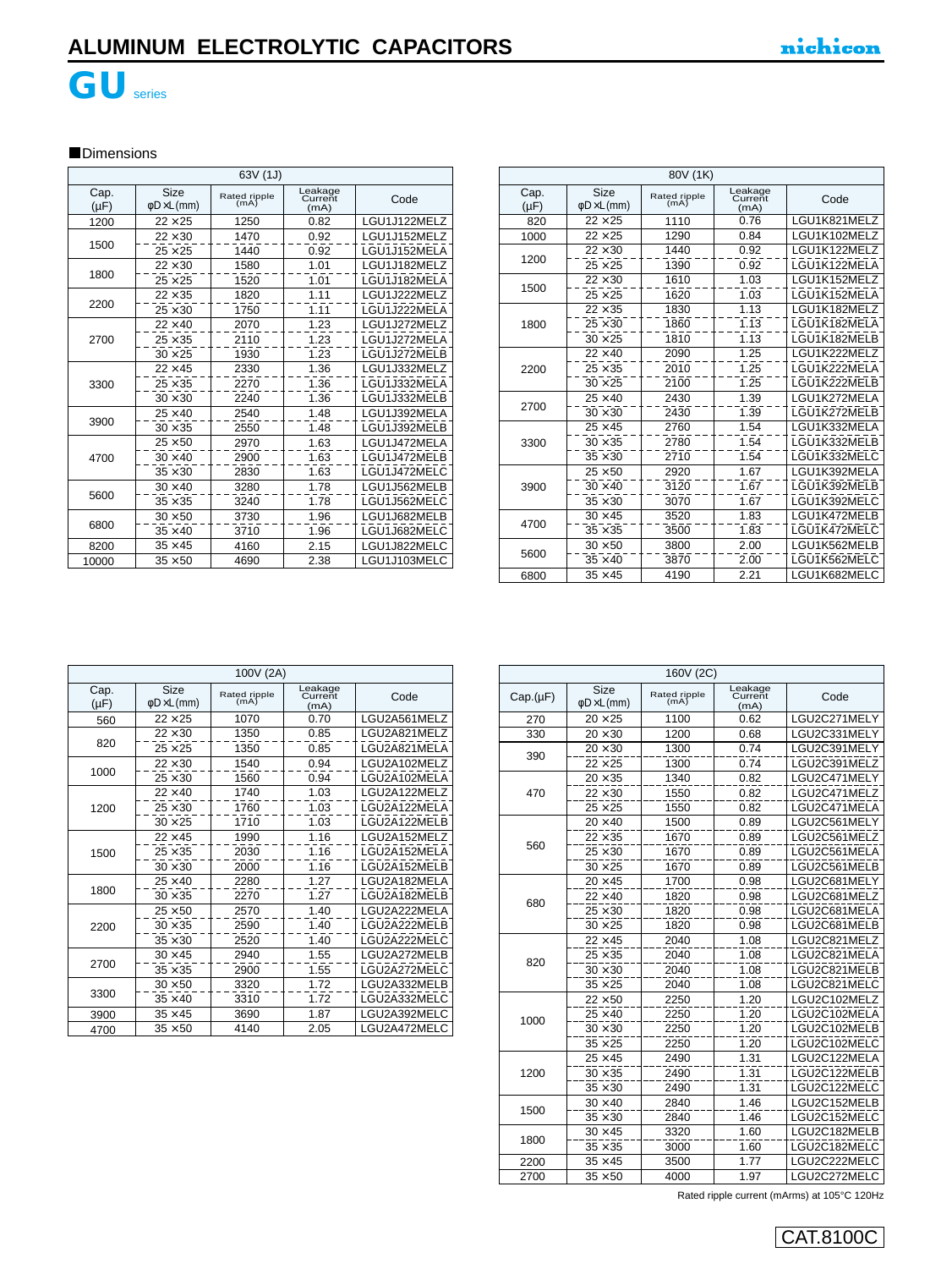# ALUMINUM ELECTROLYTIC CAPACITORS

nichicon

## GU series

■Dimensions

| 63V (1J) | | | | |
|---|---|---|---|---|
| Cap. (μF) | Size φD×L(mm) | Rated ripple (mA) | Leakage Current (mA) | Code |
| 1200 | 22 ×25 | 1250 | 0.82 | LGU1J122MELZ |
| 1500 | 22 ×30 | 1470 | 0.92 | LGU1J152MELZ |
| | 25 ×25 | 1440 | 0.92 | LGU1J152MELA |
| 1800 | 22 ×30 | 1580 | 1.01 | LGU1J182MELZ |
| | 25 ×25 | 1520 | 1.01 | LGU1J182MELA |
| 2200 | 22 ×35 | 1820 | 1.11 | LGU1J222MELZ |
| | 25 ×30 | 1750 | 1.11 | LGU1J222MELA |
| 2700 | 22 ×40 | 2070 | 1.23 | LGU1J272MELZ |
| | 25 ×35 | 2110 | 1.23 | LGU1J272MELA |
| | 30 ×25 | 1930 | 1.23 | LGU1J272MELB |
| 3300 | 22 ×45 | 2330 | 1.36 | LGU1J332MELZ |
| | 25 ×35 | 2270 | 1.36 | LGU1J332MELA |
| | 30 ×30 | 2240 | 1.36 | LGU1J332MELB |
| 3900 | 25 ×40 | 2540 | 1.48 | LGU1J392MELA |
| | 30 ×35 | 2550 | 1.48 | LGU1J392MELB |
| 4700 | 25 ×50 | 2970 | 1.63 | LGU1J472MELA |
| | 30 ×40 | 2900 | 1.63 | LGU1J472MELB |
| | 35 ×30 | 2830 | 1.63 | LGU1J472MELC |
| 5600 | 30 ×40 | 3280 | 1.78 | LGU1J562MELB |
| | 35 ×35 | 3240 | 1.78 | LGU1J562MELC |
| 6800 | 30 ×50 | 3730 | 1.96 | LGU1J682MELB |
| | 35 ×40 | 3710 | 1.96 | LGU1J682MELC |
| 8200 | 35 ×45 | 4160 | 2.15 | LGU1J822MELC |
| 10000 | 35 ×50 | 4690 | 2.38 | LGU1J103MELC |

| 80V (1K) | | | | |
|---|---|---|---|---|
| Cap. (μF) | Size φD×L(mm) | Rated ripple (mA) | Leakage Current (mA) | Code |
| 820 | 22 ×25 | 1110 | 0.76 | LGU1K821MELZ |
| 1000 | 22 ×25 | 1290 | 0.84 | LGU1K102MELZ |
| 1200 | 22 ×30 | 1440 | 0.92 | LGU1K122MELZ |
| | 25 ×25 | 1390 | 0.92 | LGU1K122MELA |
| 1500 | 22 ×30 | 1610 | 1.03 | LGU1K152MELZ |
| | 25 ×25 | 1620 | 1.03 | LGU1K152MELA |
| 1800 | 22 ×35 | 1830 | 1.13 | LGU1K182MELZ |
| | 25 ×30 | 1860 | 1.13 | LGU1K182MELA |
| | 30 ×25 | 1810 | 1.13 | LGU1K182MELB |
| 2200 | 22 ×40 | 2090 | 1.25 | LGU1K222MELZ |
| | 25 ×35 | 2010 | 1.25 | LGU1K222MELA |
| | 30 ×25 | 2100 | 1.25 | LGU1K222MELB |
| 2700 | 25 ×40 | 2430 | 1.39 | LGU1K272MELA |
| | 30 ×30 | 2430 | 1.39 | LGU1K272MELB |
| 3300 | 25 ×45 | 2760 | 1.54 | LGU1K332MELA |
| | 30 ×35 | 2780 | 1.54 | LGU1K332MELB |
| | 35 ×30 | 2710 | 1.54 | LGU1K332MELC |
| 3900 | 25 ×50 | 2920 | 1.67 | LGU1K392MELA |
| | 30 ×40 | 3120 | 1.67 | LGU1K392MELB |
| | 35 ×30 | 3070 | 1.67 | LGU1K392MELC |
| 4700 | 30 ×45 | 3520 | 1.83 | LGU1K472MELB |
| | 35 ×35 | 3500 | 1.83 | LGU1K472MELC |
| 5600 | 30 ×50 | 3800 | 2.00 | LGU1K562MELB |
| | 35 ×40 | 3870 | 2.00 | LGU1K562MELC |
| 6800 | 35 ×45 | 4190 | 2.21 | LGU1K682MELC |

| 100V (2A) | | | | |
|---|---|---|---|---|
| Cap. (μF) | Size φD×L(mm) | Rated ripple (mA) | Leakage Current (mA) | Code |
| 560 | 22 ×25 | 1070 | 0.70 | LGU2A561MELZ |
| 820 | 22 ×30 | 1350 | 0.85 | LGU2A821MELZ |
| | 25 ×25 | 1350 | 0.85 | LGU2A821MELA |
| 1000 | 22 ×30 | 1540 | 0.94 | LGU2A102MELZ |
| | 25 ×30 | 1560 | 0.94 | LGU2A102MELA |
| 1200 | 22 ×40 | 1740 | 1.03 | LGU2A122MELZ |
| | 25 ×30 | 1760 | 1.03 | LGU2A122MELA |
| | 30 ×25 | 1710 | 1.03 | LGU2A122MELB |
| 1500 | 22 ×45 | 1990 | 1.16 | LGU2A152MELZ |
| | 25 ×35 | 2030 | 1.16 | LGU2A152MELA |
| | 30 ×30 | 2000 | 1.16 | LGU2A152MELB |
| 1800 | 25 ×40 | 2280 | 1.27 | LGU2A182MELA |
| | 30 ×35 | 2270 | 1.27 | LGU2A182MELB |
| 2200 | 25 ×50 | 2570 | 1.40 | LGU2A222MELA |
| | 30 ×35 | 2590 | 1.40 | LGU2A222MELB |
| | 35 ×30 | 2520 | 1.40 | LGU2A222MELC |
| 2700 | 30 ×45 | 2940 | 1.55 | LGU2A272MELB |
| | 35 ×35 | 2900 | 1.55 | LGU2A272MELC |
| 3300 | 30 ×50 | 3320 | 1.72 | LGU2A332MELB |
| | 35 ×40 | 3310 | 1.72 | LGU2A332MELC |
| 3900 | 35 ×45 | 3690 | 1.87 | LGU2A392MELC |
| 4700 | 35 ×50 | 4140 | 2.05 | LGU2A472MELC |

| 160V (2C) | | | | |
|---|---|---|---|---|
| Cap.(μF) | Size φD×L(mm) | Rated ripple (mA) | Leakage Current (mA) | Code |
| 270 | 20 ×25 | 1100 | 0.62 | LGU2C271MELY |
| 330 | 20 ×30 | 1200 | 0.68 | LGU2C331MELY |
| 390 | 20 ×30 | 1300 | 0.74 | LGU2C391MELY |
| | 22 ×25 | 1300 | 0.74 | LGU2C391MELZ |
| 470 | 20 ×35 | 1340 | 0.82 | LGU2C471MELY |
| | 22 ×30 | 1550 | 0.82 | LGU2C471MELZ |
| | 25 ×25 | 1550 | 0.82 | LGU2C471MELA |
| 560 | 20 ×40 | 1500 | 0.89 | LGU2C561MELY |
| | 22 ×35 | 1670 | 0.89 | LGU2C561MELZ |
| | 25 ×30 | 1670 | 0.89 | LGU2C561MELA |
| | 30 ×25 | 1670 | 0.89 | LGU2C561MELB |
| 680 | 20 ×45 | 1700 | 0.98 | LGU2C681MELY |
| | 22 ×40 | 1820 | 0.98 | LGU2C681MELZ |
| | 25 ×30 | 1820 | 0.98 | LGU2C681MELA |
| | 30 ×25 | 1820 | 0.98 | LGU2C681MELB |
| 820 | 22 ×45 | 2040 | 1.08 | LGU2C821MELZ |
| | 25 ×35 | 2040 | 1.08 | LGU2C821MELA |
| | 30 ×30 | 2040 | 1.08 | LGU2C821MELB |
| | 35 ×25 | 2040 | 1.08 | LGU2C821MELC |
| 1000 | 22 ×50 | 2250 | 1.20 | LGU2C102MELZ |
| | 25 ×40 | 2250 | 1.20 | LGU2C102MELA |
| | 30 ×30 | 2250 | 1.20 | LGU2C102MELB |
| | 35 ×25 | 2250 | 1.20 | LGU2C102MELC |
| 1200 | 25 ×45 | 2490 | 1.31 | LGU2C122MELA |
| | 30 ×35 | 2490 | 1.31 | LGU2C122MELB |
| | 35 ×30 | 2490 | 1.31 | LGU2C122MELC |
| 1500 | 30 ×40 | 2840 | 1.46 | LGU2C152MELB |
| | 35 ×30 | 2840 | 1.46 | LGU2C152MELC |
| 1800 | 30 ×45 | 3320 | 1.60 | LGU2C182MELB |
| | 35 ×35 | 3000 | 1.60 | LGU2C182MELC |
| 2200 | 35 ×45 | 3500 | 1.77 | LGU2C222MELC |
| 2700 | 35 ×50 | 4000 | 1.97 | LGU2C272MELC |

Rated ripple current (mArms) at 105°C 120Hz

CAT.8100C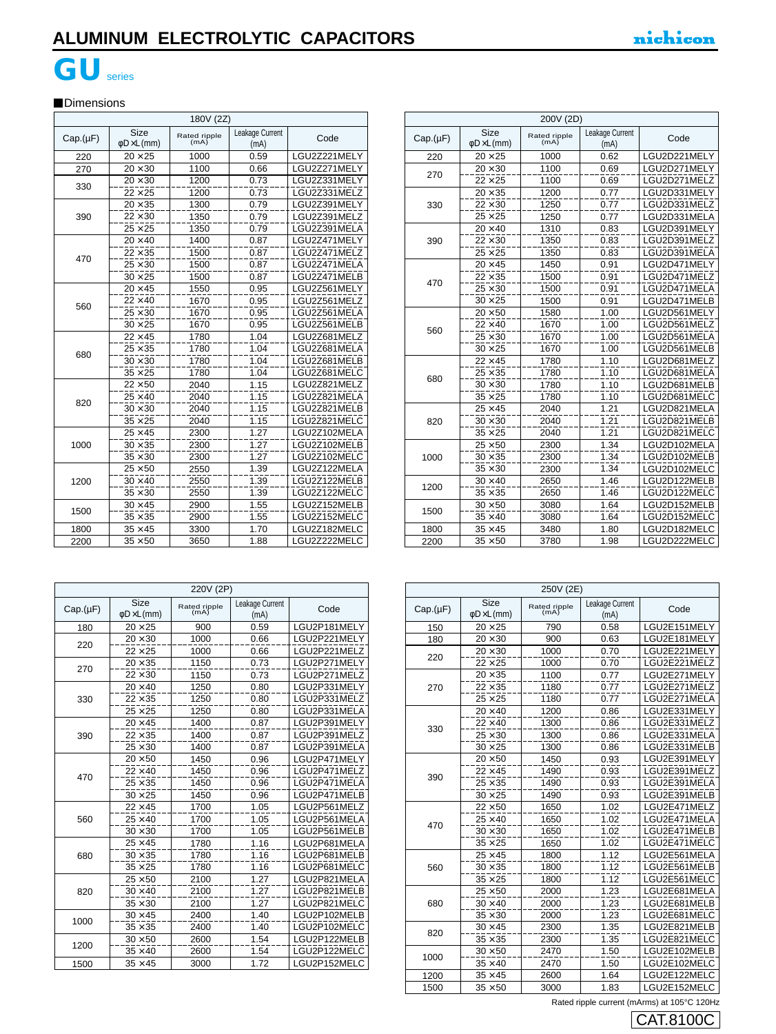# ALUMINUM ELECTROLYTIC CAPACITORS

nichicon

# GU series

## Dimensions

| 180V (2Z) | | | | |
|---|---|---|---|---|
| Cap.(μF) | Size φD×L(mm) | Rated ripple (mA) | Leakage Current (mA) | Code |
| 220 | 20 ×25 | 1000 | 0.59 | LGU2Z221MELY |
| 270 | 20 ×30 | 1100 | 0.66 | LGU2Z271MELY |
| 330 | 20 ×30 | 1200 | 0.73 | LGU2Z331MELY |
| | 22 ×25 | 1200 | 0.73 | LGU2Z331MELZ |
| 390 | 20 ×35 | 1300 | 0.79 | LGU2Z391MELY |
| | 22 ×30 | 1350 | 0.79 | LGU2Z391MELZ |
| | 25 ×25 | 1350 | 0.79 | LGU2Z391MELA |
| 470 | 20 ×40 | 1400 | 0.87 | LGU2Z471MELY |
| | 22 ×35 | 1500 | 0.87 | LGU2Z471MELZ |
| | 25 ×30 | 1500 | 0.87 | LGU2Z471MELA |
| | 30 ×25 | 1500 | 0.87 | LGU2Z471MELB |
| 560 | 20 ×45 | 1550 | 0.95 | LGU2Z561MELY |
| | 22 ×40 | 1670 | 0.95 | LGU2Z561MELZ |
| | 25 ×30 | 1670 | 0.95 | LGU2Z561MELA |
| | 30 ×25 | 1670 | 0.95 | LGU2Z561MELB |
| 680 | 22 ×45 | 1780 | 1.04 | LGU2Z681MELZ |
| | 25 ×35 | 1780 | 1.04 | LGU2Z681MELA |
| | 30 ×30 | 1780 | 1.04 | LGU2Z681MELB |
| | 35 ×25 | 1780 | 1.04 | LGU2Z681MELC |
| 820 | 22 ×50 | 2040 | 1.15 | LGU2Z821MELZ |
| | 25 ×40 | 2040 | 1.15 | LGU2Z821MELA |
| | 30 ×30 | 2040 | 1.15 | LGU2Z821MELB |
| | 35 ×25 | 2040 | 1.15 | LGU2Z821MELC |
| 1000 | 25 ×45 | 2300 | 1.27 | LGU2Z102MELA |
| | 30 ×35 | 2300 | 1.27 | LGU2Z102MELB |
| | 35 ×30 | 2300 | 1.27 | LGU2Z102MELC |
| 1200 | 25 ×50 | 2550 | 1.39 | LGU2Z122MELA |
| | 30 ×40 | 2550 | 1.39 | LGU2Z122MELB |
| | 35 ×30 | 2550 | 1.39 | LGU2Z122MELC |
| 1500 | 30 ×45 | 2900 | 1.55 | LGU2Z152MELB |
| | 35 ×35 | 2900 | 1.55 | LGU2Z152MELC |
| 1800 | 35 ×45 | 3300 | 1.70 | LGU2Z182MELC |
| 2200 | 35 ×50 | 3650 | 1.88 | LGU2Z222MELC |

| 200V (2D) | | | | |
|---|---|---|---|---|
| Cap.(μF) | Size φD×L(mm) | Rated ripple (mA) | Leakage Current (mA) | Code |
| 220 | 20 ×25 | 1000 | 0.62 | LGU2D221MELY |
| 270 | 20 ×30 | 1100 | 0.69 | LGU2D271MELY |
| | 22 ×25 | 1100 | 0.69 | LGU2D271MELZ |
| 330 | 20 ×35 | 1200 | 0.77 | LGU2D331MELY |
| | 22 ×30 | 1250 | 0.77 | LGU2D331MELZ |
| | 25 ×25 | 1250 | 0.77 | LGU2D331MELA |
| 390 | 20 ×40 | 1310 | 0.83 | LGU2D391MELY |
| | 22 ×30 | 1350 | 0.83 | LGU2D391MELZ |
| | 25 ×25 | 1350 | 0.83 | LGU2D391MELA |
| 470 | 20 ×45 | 1450 | 0.91 | LGU2D471MELY |
| | 22 ×35 | 1500 | 0.91 | LGU2D471MELZ |
| | 25 ×30 | 1500 | 0.91 | LGU2D471MELA |
| | 30 ×25 | 1500 | 0.91 | LGU2D471MELB |
| 560 | 20 ×50 | 1580 | 1.00 | LGU2D561MELY |
| | 22 ×40 | 1670 | 1.00 | LGU2D561MELZ |
| | 25 ×30 | 1670 | 1.00 | LGU2D561MELA |
| | 30 ×25 | 1670 | 1.00 | LGU2D561MELB |
| 680 | 22 ×45 | 1780 | 1.10 | LGU2D681MELZ |
| | 25 ×35 | 1780 | 1.10 | LGU2D681MELA |
| | 30 ×30 | 1780 | 1.10 | LGU2D681MELB |
| | 35 ×25 | 1780 | 1.10 | LGU2D681MELC |
| 820 | 25 ×45 | 2040 | 1.21 | LGU2D821MELA |
| | 30 ×30 | 2040 | 1.21 | LGU2D821MELB |
| | 35 ×25 | 2040 | 1.21 | LGU2D821MELC |
| 1000 | 25 ×50 | 2300 | 1.34 | LGU2D102MELA |
| | 30 ×35 | 2300 | 1.34 | LGU2D102MELB |
| | 35 ×30 | 2300 | 1.34 | LGU2D102MELC |
| 1200 | 30 ×40 | 2650 | 1.46 | LGU2D122MELB |
| | 35 ×35 | 2650 | 1.46 | LGU2D122MELC |
| 1500 | 30 ×50 | 3080 | 1.64 | LGU2D152MELB |
| | 35 ×40 | 3080 | 1.64 | LGU2D152MELC |
| 1800 | 35 ×45 | 3480 | 1.80 | LGU2D182MELC |
| 2200 | 35 ×50 | 3780 | 1.98 | LGU2D222MELC |

| 220V (2P) | | | | |
|---|---|---|---|---|
| Cap.(μF) | Size φD×L(mm) | Rated ripple (mA) | Leakage Current (mA) | Code |
| 180 | 20 ×25 | 900 | 0.59 | LGU2P181MELY |
| 220 | 20 ×30 | 1000 | 0.66 | LGU2P221MELY |
| | 22 ×25 | 1000 | 0.66 | LGU2P221MELZ |
| 270 | 20 ×35 | 1150 | 0.73 | LGU2P271MELY |
| | 22 ×30 | 1150 | 0.73 | LGU2P271MELZ |
| 330 | 20 ×40 | 1250 | 0.80 | LGU2P331MELY |
| | 22 ×35 | 1250 | 0.80 | LGU2P331MELZ |
| | 25 ×25 | 1250 | 0.80 | LGU2P331MELA |
| 390 | 20 ×45 | 1400 | 0.87 | LGU2P391MELY |
| | 22 ×35 | 1400 | 0.87 | LGU2P391MELZ |
| | 25 ×30 | 1400 | 0.87 | LGU2P391MELA |
| 470 | 20 ×50 | 1450 | 0.96 | LGU2P471MELY |
| | 22 ×40 | 1450 | 0.96 | LGU2P471MELZ |
| | 25 ×35 | 1450 | 0.96 | LGU2P471MELA |
| | 30 ×25 | 1450 | 0.96 | LGU2P471MELB |
| 560 | 22 ×45 | 1700 | 1.05 | LGU2P561MELZ |
| | 25 ×40 | 1700 | 1.05 | LGU2P561MELA |
| | 30 ×30 | 1700 | 1.05 | LGU2P561MELB |
| 680 | 25 ×45 | 1780 | 1.16 | LGU2P681MELA |
| | 30 ×35 | 1780 | 1.16 | LGU2P681MELB |
| | 35 ×25 | 1780 | 1.16 | LGU2P681MELC |
| 820 | 25 ×50 | 2100 | 1.27 | LGU2P821MELA |
| | 30 ×40 | 2100 | 1.27 | LGU2P821MELB |
| | 35 ×30 | 2100 | 1.27 | LGU2P821MELC |
| 1000 | 30 ×45 | 2400 | 1.40 | LGU2P102MELB |
| | 35 ×35 | 2400 | 1.40 | LGU2P102MELC |
| 1200 | 30 ×50 | 2600 | 1.54 | LGU2P122MELB |
| | 35 ×40 | 2600 | 1.54 | LGU2P122MELC |
| 1500 | 35 ×45 | 3000 | 1.72 | LGU2P152MELC |

| 250V (2E) | | | | |
|---|---|---|---|---|
| Cap.(μF) | Size φD×L(mm) | Rated ripple (mA) | Leakage Current (mA) | Code |
| 150 | 20 ×25 | 790 | 0.58 | LGU2E151MELY |
| 180 | 20 ×30 | 900 | 0.63 | LGU2E181MELY |
| 220 | 20 ×30 | 1000 | 0.70 | LGU2E221MELY |
| | 22 ×25 | 1000 | 0.70 | LGU2E221MELZ |
| 270 | 20 ×35 | 1100 | 0.77 | LGU2E271MELY |
| | 22 ×35 | 1180 | 0.77 | LGU2E271MELZ |
| | 25 ×25 | 1180 | 0.77 | LGU2E271MELA |
| 330 | 20 ×40 | 1200 | 0.86 | LGU2E331MELY |
| | 22 ×40 | 1300 | 0.86 | LGU2E331MELZ |
| | 25 ×30 | 1300 | 0.86 | LGU2E331MELA |
| | 30 ×25 | 1300 | 0.86 | LGU2E331MELB |
| 390 | 20 ×50 | 1450 | 0.93 | LGU2E391MELY |
| | 22 ×45 | 1490 | 0.93 | LGU2E391MELZ |
| | 25 ×35 | 1490 | 0.93 | LGU2E391MELA |
| | 30 ×25 | 1490 | 0.93 | LGU2E391MELB |
| 470 | 22 ×50 | 1650 | 1.02 | LGU2E471MELZ |
| | 25 ×40 | 1650 | 1.02 | LGU2E471MELA |
| | 30 ×30 | 1650 | 1.02 | LGU2E471MELB |
| | 35 ×25 | 1650 | 1.02 | LGU2E471MELC |
| 560 | 25 ×45 | 1800 | 1.12 | LGU2E561MELA |
| | 30 ×35 | 1800 | 1.12 | LGU2E561MELB |
| | 35 ×25 | 1800 | 1.12 | LGU2E561MELC |
| 680 | 25 ×50 | 2000 | 1.23 | LGU2E681MELA |
| | 30 ×40 | 2000 | 1.23 | LGU2E681MELB |
| | 35 ×30 | 2000 | 1.23 | LGU2E681MELC |
| 820 | 30 ×45 | 2300 | 1.35 | LGU2E821MELB |
| | 35 ×35 | 2300 | 1.35 | LGU2E821MELC |
| 1000 | 30 ×50 | 2470 | 1.50 | LGU2E102MELB |
| | 35 ×40 | 2470 | 1.50 | LGU2E102MELC |
| 1200 | 35 ×45 | 2600 | 1.64 | LGU2E122MELC |
| 1500 | 35 ×50 | 3000 | 1.83 | LGU2E152MELC |

Rated ripple current (mArms) at 105°C 120Hz

CAT.8100C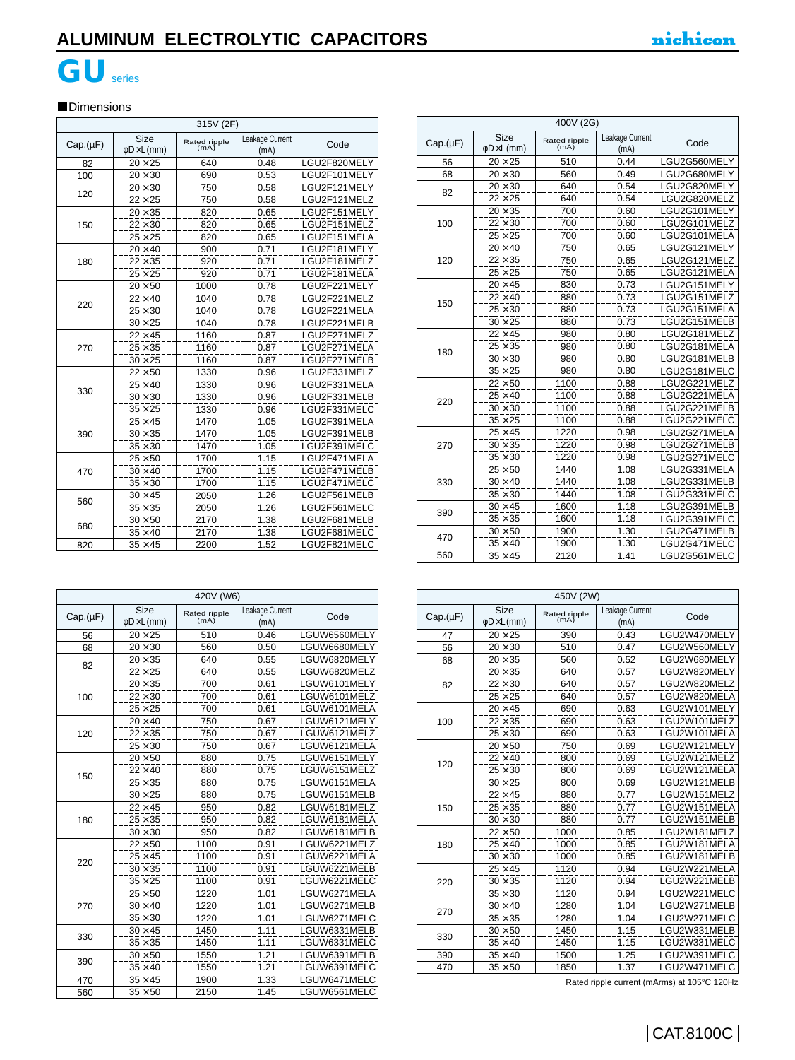# ALUMINUM ELECTROLYTIC CAPACITORS

## GU series

■Dimensions

| 315V (2F) | | | | |
|---|---|---|---|---|
| Cap.(μF) | Size φD×L(mm) | Rated ripple (mA) | Leakage Current (mA) | Code |
| 82 | 20×25 | 640 | 0.48 | LGU2F820MELY |
| 100 | 20×30 | 690 | 0.53 | LGU2F101MELY |
| 120 | 20×30 | 750 | 0.58 | LGU2F121MELY |
| | 22×25 | 750 | 0.58 | LGU2F121MELZ |
| 150 | 20×35 | 820 | 0.65 | LGU2F151MELY |
| | 22×30 | 820 | 0.65 | LGU2F151MELZ |
| | 25×25 | 820 | 0.65 | LGU2F151MELA |
| 180 | 20×40 | 900 | 0.71 | LGU2F181MELY |
| | 22×35 | 920 | 0.71 | LGU2F181MELZ |
| | 25×25 | 920 | 0.71 | LGU2F181MELA |
| 220 | 20×50 | 1000 | 0.78 | LGU2F221MELY |
| | 22×40 | 1040 | 0.78 | LGU2F221MELZ |
| | 25×30 | 1040 | 0.78 | LGU2F221MELA |
| | 30×25 | 1040 | 0.78 | LGU2F221MELB |
| 270 | 22×45 | 1160 | 0.87 | LGU2F271MELZ |
| | 25×35 | 1160 | 0.87 | LGU2F271MELA |
| | 30×25 | 1160 | 0.87 | LGU2F271MELB |
| 330 | 22×50 | 1330 | 0.96 | LGU2F331MELZ |
| | 25×40 | 1330 | 0.96 | LGU2F331MELA |
| | 30×30 | 1330 | 0.96 | LGU2F331MELB |
| | 35×25 | 1330 | 0.96 | LGU2F331MELC |
| 390 | 25×45 | 1470 | 1.05 | LGU2F391MELA |
| | 30×35 | 1470 | 1.05 | LGU2F391MELB |
| | 35×30 | 1470 | 1.05 | LGU2F391MELC |
| 470 | 25×50 | 1700 | 1.15 | LGU2F471MELA |
| | 30×40 | 1700 | 1.15 | LGU2F471MELB |
| | 35×30 | 1700 | 1.15 | LGU2F471MELC |
| 560 | 30×45 | 2050 | 1.26 | LGU2F561MELB |
| | 35×35 | 2050 | 1.26 | LGU2F561MELC |
| 680 | 30×50 | 2170 | 1.38 | LGU2F681MELB |
| | 35×40 | 2170 | 1.38 | LGU2F681MELC |
| 820 | 35×45 | 2200 | 1.52 | LGU2F821MELC |

| 400V (2G) | | | | |
|---|---|---|---|---|
| Cap.(μF) | Size φD×L(mm) | Rated ripple (mA) | Leakage Current (mA) | Code |
| 56 | 20×25 | 510 | 0.44 | LGU2G560MELY |
| 68 | 20×30 | 560 | 0.49 | LGU2G680MELY |
| 82 | 20×30 | 640 | 0.54 | LGU2G820MELY |
| | 22×25 | 640 | 0.54 | LGU2G820MELZ |
| 100 | 20×35 | 700 | 0.60 | LGU2G101MELY |
| | 22×30 | 700 | 0.60 | LGU2G101MELZ |
| | 25×25 | 700 | 0.60 | LGU2G101MELA |
| 120 | 20×40 | 750 | 0.65 | LGU2G121MELY |
| | 22×35 | 750 | 0.65 | LGU2G121MELZ |
| | 25×25 | 750 | 0.65 | LGU2G121MELA |
| 150 | 20×45 | 830 | 0.73 | LGU2G151MELY |
| | 22×40 | 880 | 0.73 | LGU2G151MELZ |
| | 25×30 | 880 | 0.73 | LGU2G151MELA |
| | 30×25 | 880 | 0.73 | LGU2G151MELB |
| 180 | 22×45 | 980 | 0.80 | LGU2G181MELZ |
| | 25×35 | 980 | 0.80 | LGU2G181MELA |
| | 30×30 | 980 | 0.80 | LGU2G181MELB |
| | 35×25 | 980 | 0.80 | LGU2G181MELC |
| 220 | 22×50 | 1100 | 0.88 | LGU2G221MELZ |
| | 25×40 | 1100 | 0.88 | LGU2G221MELA |
| | 30×30 | 1100 | 0.88 | LGU2G221MELB |
| | 35×25 | 1100 | 0.88 | LGU2G221MELC |
| 270 | 25×45 | 1220 | 0.98 | LGU2G271MELA |
| | 30×35 | 1220 | 0.98 | LGU2G271MELB |
| | 35×30 | 1220 | 0.98 | LGU2G271MELC |
| 330 | 25×50 | 1440 | 1.08 | LGU2G331MELA |
| | 30×40 | 1440 | 1.08 | LGU2G331MELB |
| | 35×30 | 1440 | 1.08 | LGU2G331MELC |
| 390 | 30×45 | 1600 | 1.18 | LGU2G391MELB |
| | 35×35 | 1600 | 1.18 | LGU2G391MELC |
| 470 | 30×50 | 1900 | 1.30 | LGU2G471MELB |
| | 35×40 | 1900 | 1.30 | LGU2G471MELC |
| 560 | 35×45 | 2120 | 1.41 | LGU2G561MELC |

| 420V (W6) | | | | |
|---|---|---|---|---|
| Cap.(μF) | Size φD×L(mm) | Rated ripple (mA) | Leakage Current (mA) | Code |
| 56 | 20×25 | 510 | 0.46 | LGUW6560MELY |
| 68 | 20×30 | 560 | 0.50 | LGUW6680MELY |
| 82 | 20×35 | 640 | 0.55 | LGUW6820MELY |
| | 22×25 | 640 | 0.55 | LGUW6820MELZ |
| 100 | 20×35 | 700 | 0.61 | LGUW6101MELY |
| | 22×30 | 700 | 0.61 | LGUW6101MELZ |
| | 25×25 | 700 | 0.61 | LGUW6101MELA |
| 120 | 20×40 | 750 | 0.67 | LGUW6121MELY |
| | 22×35 | 750 | 0.67 | LGUW6121MELZ |
| | 25×30 | 750 | 0.67 | LGUW6121MELA |
| 150 | 20×50 | 880 | 0.75 | LGUW6151MELY |
| | 22×40 | 880 | 0.75 | LGUW6151MELZ |
| | 25×35 | 880 | 0.75 | LGUW6151MELA |
| | 30×25 | 880 | 0.75 | LGUW6151MELB |
| 180 | 22×45 | 950 | 0.82 | LGUW6181MELZ |
| | 25×35 | 950 | 0.82 | LGUW6181MELA |
| | 30×30 | 950 | 0.82 | LGUW6181MELB |
| 220 | 22×50 | 1100 | 0.91 | LGUW6221MELZ |
| | 25×45 | 1100 | 0.91 | LGUW6221MELA |
| | 30×35 | 1100 | 0.91 | LGUW6221MELB |
| | 35×25 | 1100 | 0.91 | LGUW6221MELC |
| 270 | 25×50 | 1220 | 1.01 | LGUW6271MELA |
| | 30×40 | 1220 | 1.01 | LGUW6271MELB |
| | 35×30 | 1220 | 1.01 | LGUW6271MELC |
| 330 | 30×45 | 1450 | 1.11 | LGUW6331MELB |
| | 35×35 | 1450 | 1.11 | LGUW6331MELC |
| 390 | 30×50 | 1550 | 1.21 | LGUW6391MELB |
| | 35×40 | 1550 | 1.21 | LGUW6391MELC |
| 470 | 35×45 | 1900 | 1.33 | LGUW6471MELC |
| 560 | 35×50 | 2150 | 1.45 | LGUW6561MELC |

| 450V (2W) | | | | |
|---|---|---|---|---|
| Cap.(μF) | Size φD×L(mm) | Rated ripple (mA) | Leakage Current (mA) | Code |
| 47 | 20×25 | 390 | 0.43 | LGU2W470MELY |
| 56 | 20×30 | 510 | 0.47 | LGU2W560MELY |
| 68 | 20×35 | 560 | 0.52 | LGU2W680MELY |
| 82 | 20×35 | 640 | 0.57 | LGU2W820MELY |
| | 22×30 | 640 | 0.57 | LGU2W820MELZ |
| | 25×25 | 640 | 0.57 | LGU2W820MELA |
| 100 | 20×45 | 690 | 0.63 | LGU2W101MELY |
| | 22×35 | 690 | 0.63 | LGU2W101MELZ |
| | 25×30 | 690 | 0.63 | LGU2W101MELA |
| 120 | 20×50 | 750 | 0.69 | LGU2W121MELY |
| | 22×40 | 800 | 0.69 | LGU2W121MELZ |
| | 25×30 | 800 | 0.69 | LGU2W121MELA |
| | 30×25 | 800 | 0.69 | LGU2W121MELB |
| 150 | 22×45 | 880 | 0.77 | LGU2W151MELZ |
| | 25×35 | 880 | 0.77 | LGU2W151MELA |
| | 30×30 | 880 | 0.77 | LGU2W151MELB |
| 180 | 22×50 | 1000 | 0.85 | LGU2W181MELZ |
| | 25×40 | 1000 | 0.85 | LGU2W181MELA |
| | 30×30 | 1000 | 0.85 | LGU2W181MELB |
| 220 | 25×45 | 1120 | 0.94 | LGU2W221MELA |
| | 30×35 | 1120 | 0.94 | LGU2W221MELB |
| | 35×30 | 1120 | 0.94 | LGU2W221MELC |
| 270 | 30×40 | 1280 | 1.04 | LGU2W271MELB |
| | 35×35 | 1280 | 1.04 | LGU2W271MELC |
| 330 | 30×50 | 1450 | 1.15 | LGU2W331MELB |
| | 35×40 | 1450 | 1.15 | LGU2W331MELC |
| 390 | 35×40 | 1500 | 1.25 | LGU2W391MELC |
| 470 | 35×50 | 1850 | 1.37 | LGU2W471MELC |

Rated ripple current (mArms) at 105°C 120Hz

CAT.8100C